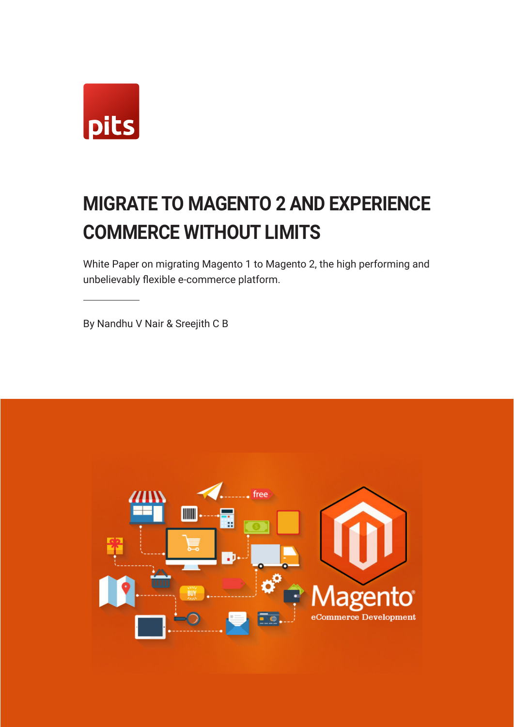# MIGRATE TO MAGENTO 2 AND EXPERIENCE COMMERCE WITHOUT LIMITS

White Paper on migrating Magento 1 to Magento 2, the high performing and unbelievably flexible e-commerce platform.

---

By Nandhu V Nair & Sreejith C B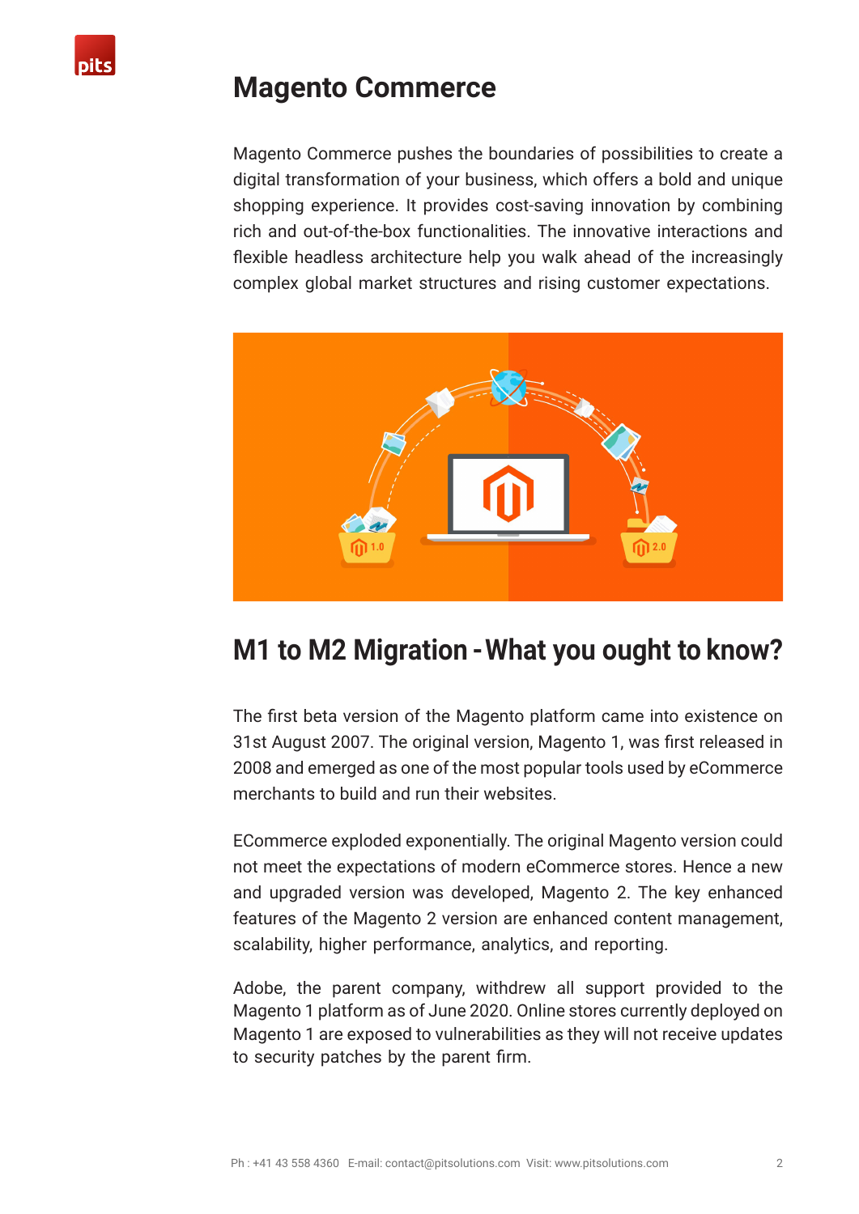# Magento Commerce

Magento Commerce pushes the boundaries of possibilities to create a digital transformation of your business, which offers a bold and unique shopping experience. It provides cost-saving innovation by combining rich and out-of-the-box functionalities. The innovative interactions and flexible headless architecture help you walk ahead of the increasingly complex global market structures and rising customer expectations.

## M1 to M2 Migration - What you ought to know?

The first beta version of the Magento platform came into existence on 31st August 2007. The original version, Magento 1, was first released in 2008 and emerged as one of the most popular tools used by eCommerce merchants to build and run their websites.

ECommerce exploded exponentially. The original Magento version could not meet the expectations of modern eCommerce stores. Hence a new and upgraded version was developed, Magento 2. The key enhanced features of the Magento 2 version are enhanced content management, scalability, higher performance, analytics, and reporting.

Adobe, the parent company, withdrew all support provided to the Magento 1 platform as of June 2020. Online stores currently deployed on Magento 1 are exposed to vulnerabilities as they will not receive updates to security patches by the parent firm.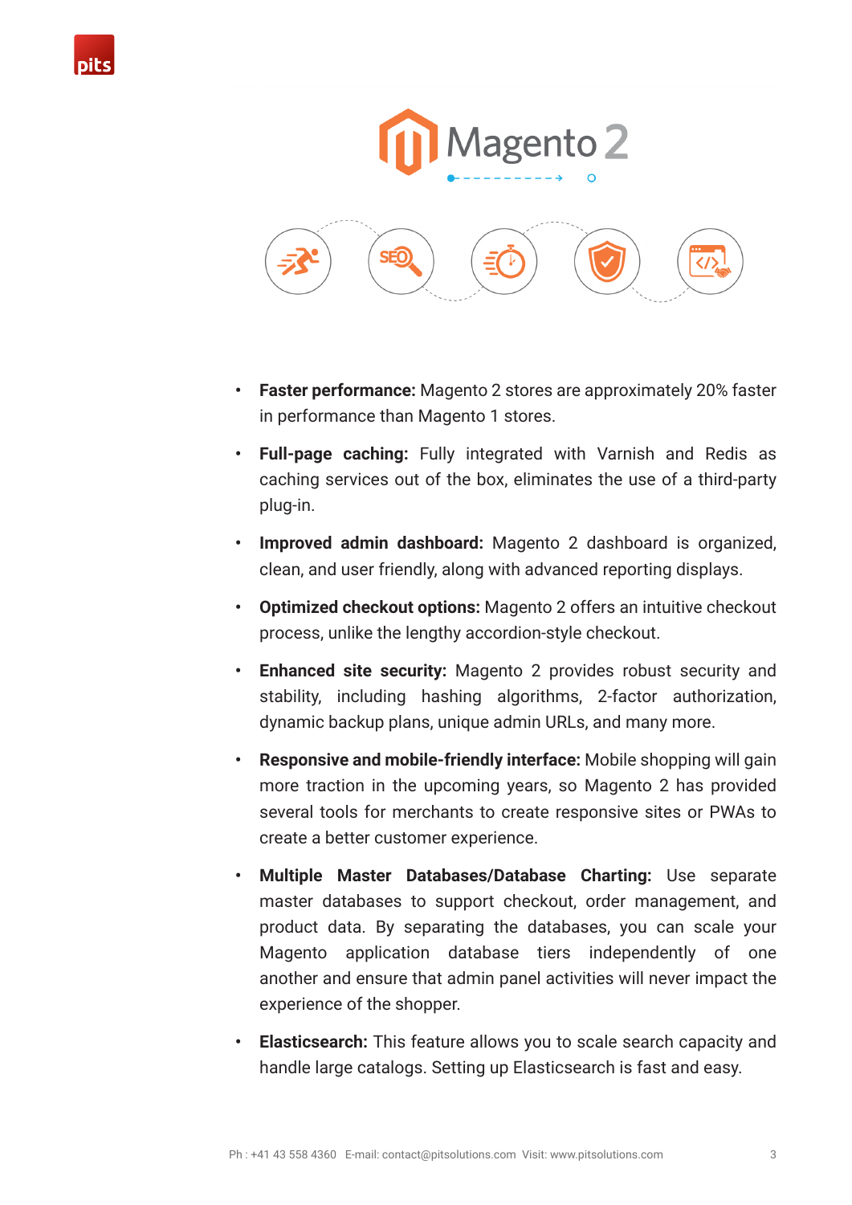- **Faster performance:** Magento 2 stores are approximately 20% faster in performance than Magento 1 stores.
- **Full-page caching:** Fully integrated with Varnish and Redis as caching services out of the box, eliminates the use of a third-party plug-in.
- **Improved admin dashboard:** Magento 2 dashboard is organized, clean, and user friendly, along with advanced reporting displays.
- **Optimized checkout options:** Magento 2 offers an intuitive checkout process, unlike the lengthy accordion-style checkout.
- **Enhanced site security:** Magento 2 provides robust security and stability, including hashing algorithms, 2-factor authorization, dynamic backup plans, unique admin URLs, and many more.
- **Responsive and mobile-friendly interface:** Mobile shopping will gain more traction in the upcoming years, so Magento 2 has provided several tools for merchants to create responsive sites or PWAs to create a better customer experience.
- **Multiple Master Databases/Database Charting:** Use separate master databases to support checkout, order management, and product data. By separating the databases, you can scale your Magento application database tiers independently of one another and ensure that admin panel activities will never impact the experience of the shopper.
- **Elasticsearch:** This feature allows you to scale search capacity and handle large catalogs. Setting up Elasticsearch is fast and easy.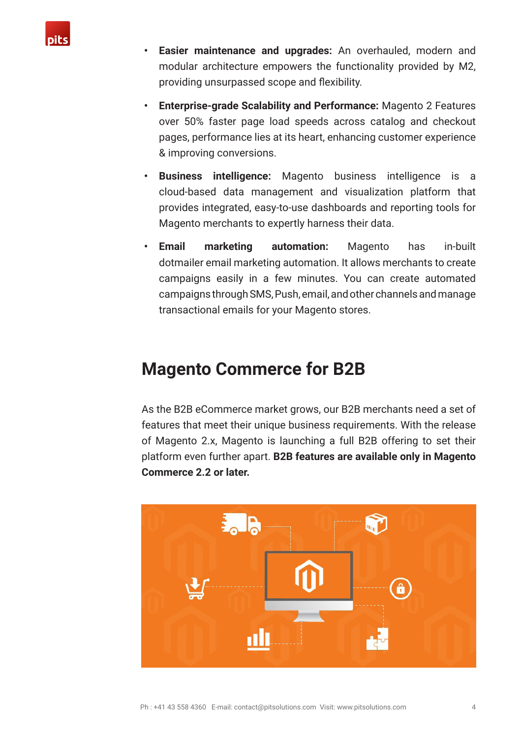- **Easier maintenance and upgrades:** An overhauled, modern and modular architecture empowers the functionality provided by M2, providing unsurpassed scope and flexibility.
- **Enterprise-grade Scalability and Performance:** Magento 2 Features over 50% faster page load speeds across catalog and checkout pages, performance lies at its heart, enhancing customer experience & improving conversions.
- **Business intelligence:** Magento business intelligence is a cloud-based data management and visualization platform that provides integrated, easy-to-use dashboards and reporting tools for Magento merchants to expertly harness their data.
- **Email marketing automation:** Magento has in-built dotmailer email marketing automation. It allows merchants to create campaigns easily in a few minutes. You can create automated campaigns through SMS, Push, email, and other channels and manage transactional emails for your Magento stores.

## Magento Commerce for B2B

As the B2B eCommerce market grows, our B2B merchants need a set of features that meet their unique business requirements. With the release of Magento 2.x, Magento is launching a full B2B offering to set their platform even further apart. **B2B features are available only in Magento Commerce 2.2 or later.**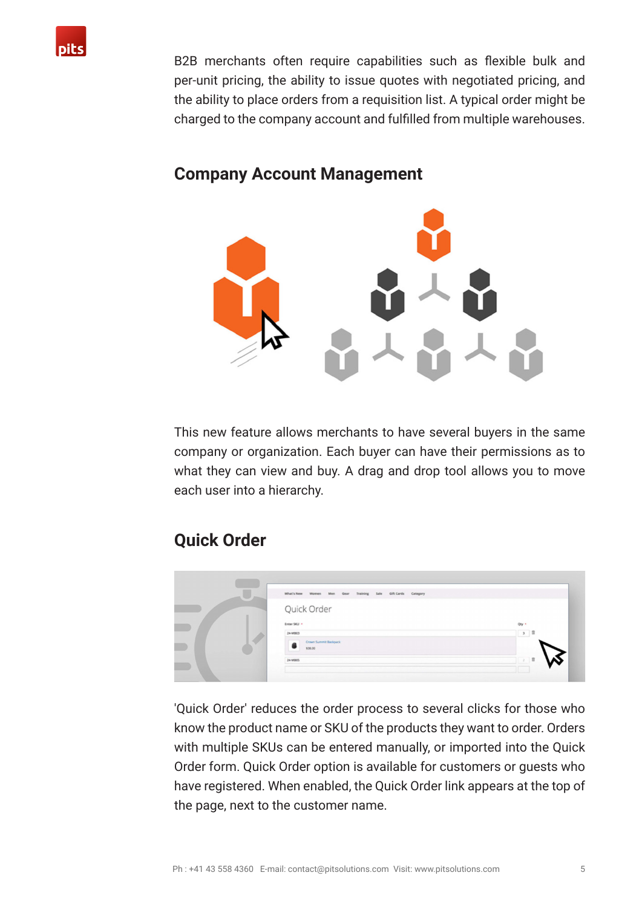B2B merchants often require capabilities such as flexible bulk and per-unit pricing, the ability to issue quotes with negotiated pricing, and the ability to place orders from a requisition list. A typical order might be charged to the company account and fulfilled from multiple warehouses.

## Company Account Management

This new feature allows merchants to have several buyers in the same company or organization. Each buyer can have their permissions as to what they can view and buy. A drag and drop tool allows you to move each user into a hierarchy.

## Quick Order

'Quick Order' reduces the order process to several clicks for those who know the product name or SKU of the products they want to order. Orders with multiple SKUs can be entered manually, or imported into the Quick Order form. Quick Order option is available for customers or guests who have registered. When enabled, the Quick Order link appears at the top of the page, next to the customer name.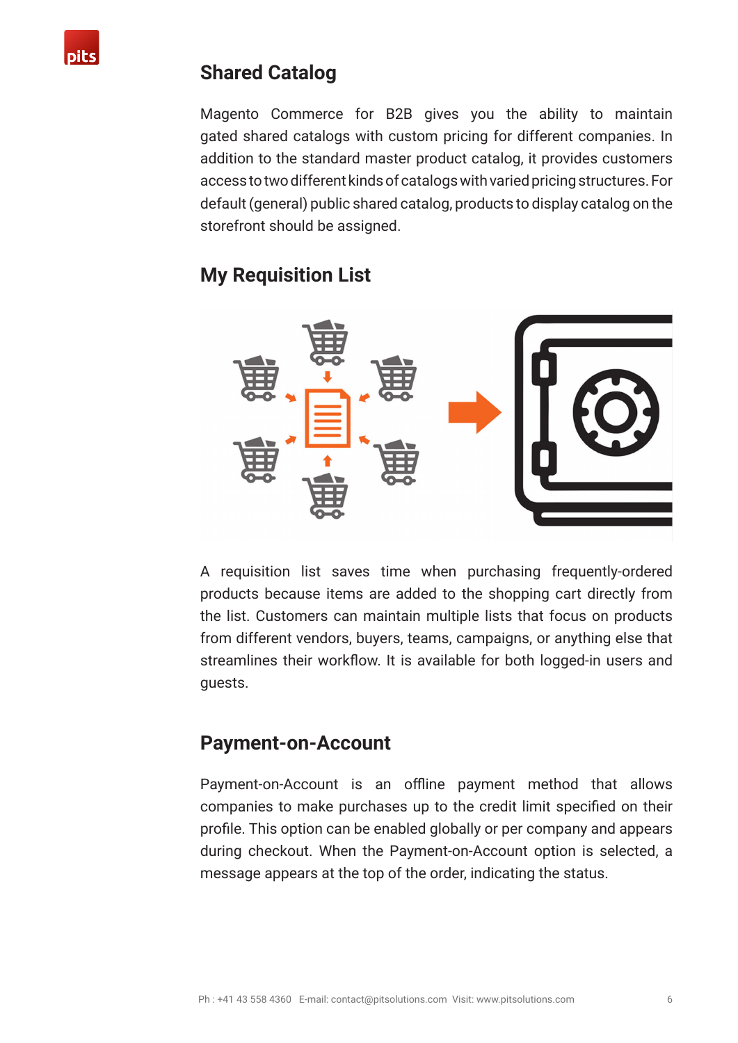## Shared Catalog

Magento Commerce for B2B gives you the ability to maintain gated shared catalogs with custom pricing for different companies. In addition to the standard master product catalog, it provides customers access to two different kinds of catalogs with varied pricing structures. For default (general) public shared catalog, products to display catalog on the storefront should be assigned.

## My Requisition List

A requisition list saves time when purchasing frequently-ordered products because items are added to the shopping cart directly from the list. Customers can maintain multiple lists that focus on products from different vendors, buyers, teams, campaigns, or anything else that streamlines their workflow. It is available for both logged-in users and guests.

## Payment-on-Account

Payment-on-Account is an offline payment method that allows companies to make purchases up to the credit limit specified on their profile. This option can be enabled globally or per company and appears during checkout. When the Payment-on-Account option is selected, a message appears at the top of the order, indicating the status.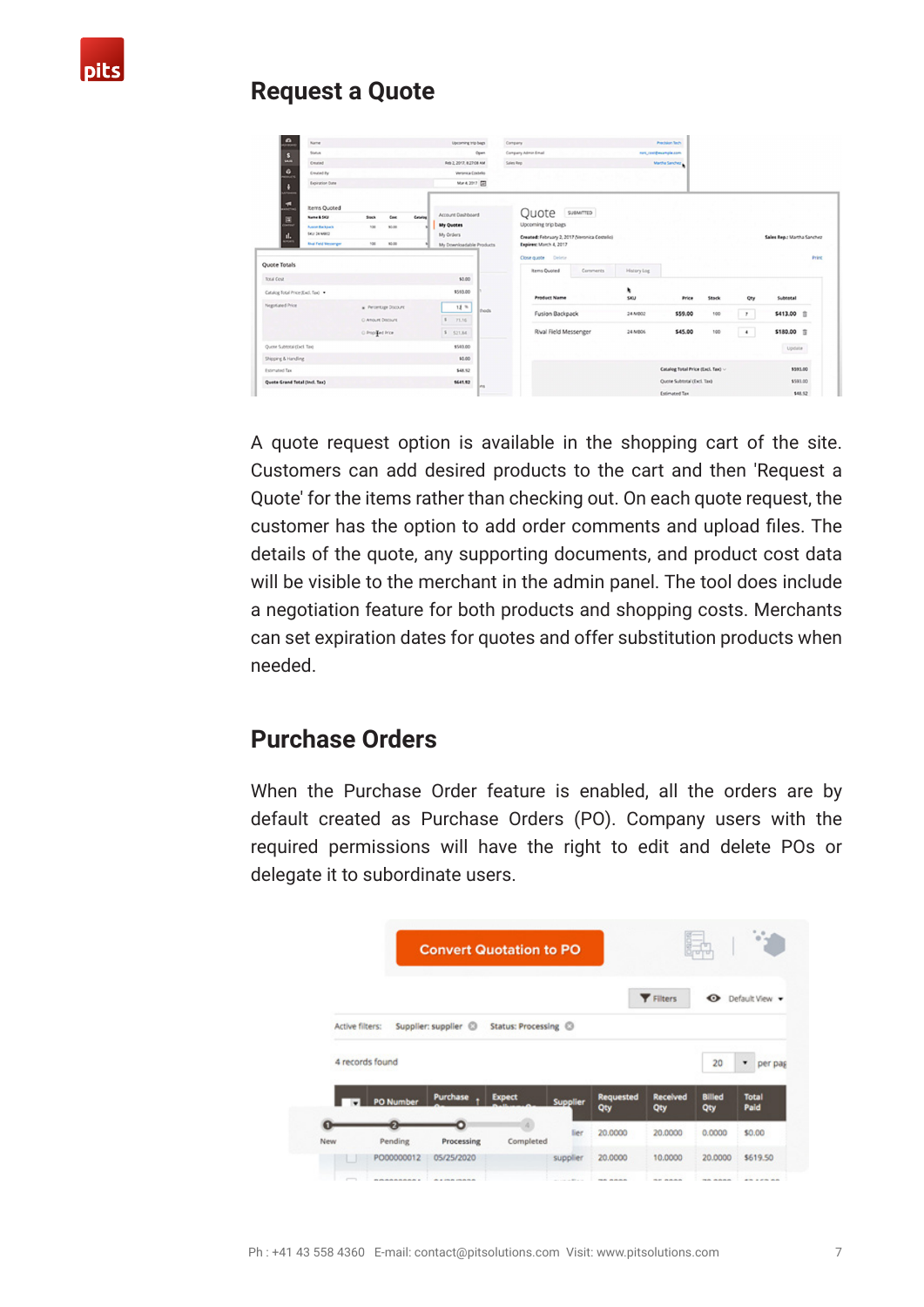## Request a Quote

A quote request option is available in the shopping cart of the site. Customers can add desired products to the cart and then 'Request a Quote' for the items rather than checking out. On each quote request, the customer has the option to add order comments and upload files. The details of the quote, any supporting documents, and product cost data will be visible to the merchant in the admin panel. The tool does include a negotiation feature for both products and shopping costs. Merchants can set expiration dates for quotes and offer substitution products when needed.

## Purchase Orders

When the Purchase Order feature is enabled, all the orders are by default created as Purchase Orders (PO). Company users with the required permissions will have the right to edit and delete POs or delegate it to subordinate users.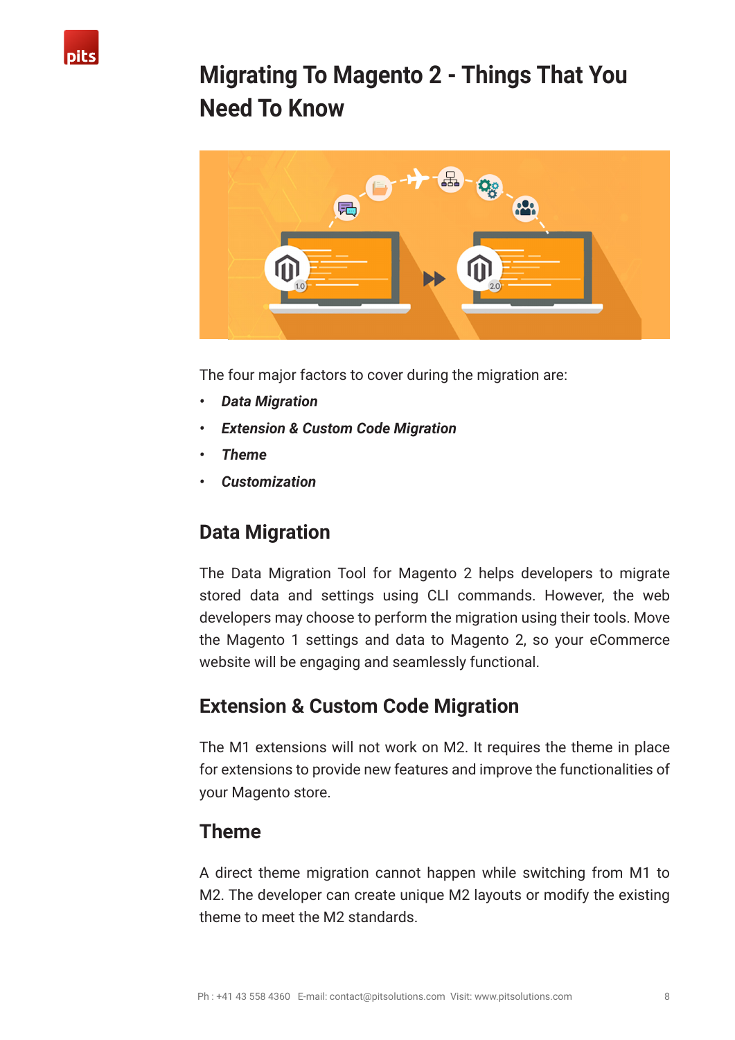# Migrating To Magento 2 - Things That You Need To Know

The four major factors to cover during the migration are:

- ***Data Migration***
- ***Extension & Custom Code Migration***
- ***Theme***
- ***Customization***

## Data Migration

The Data Migration Tool for Magento 2 helps developers to migrate stored data and settings using CLI commands. However, the web developers may choose to perform the migration using their tools. Move the Magento 1 settings and data to Magento 2, so your eCommerce website will be engaging and seamlessly functional.

## Extension & Custom Code Migration

The M1 extensions will not work on M2. It requires the theme in place for extensions to provide new features and improve the functionalities of your Magento store.

## Theme

A direct theme migration cannot happen while switching from M1 to M2. The developer can create unique M2 layouts or modify the existing theme to meet the M2 standards.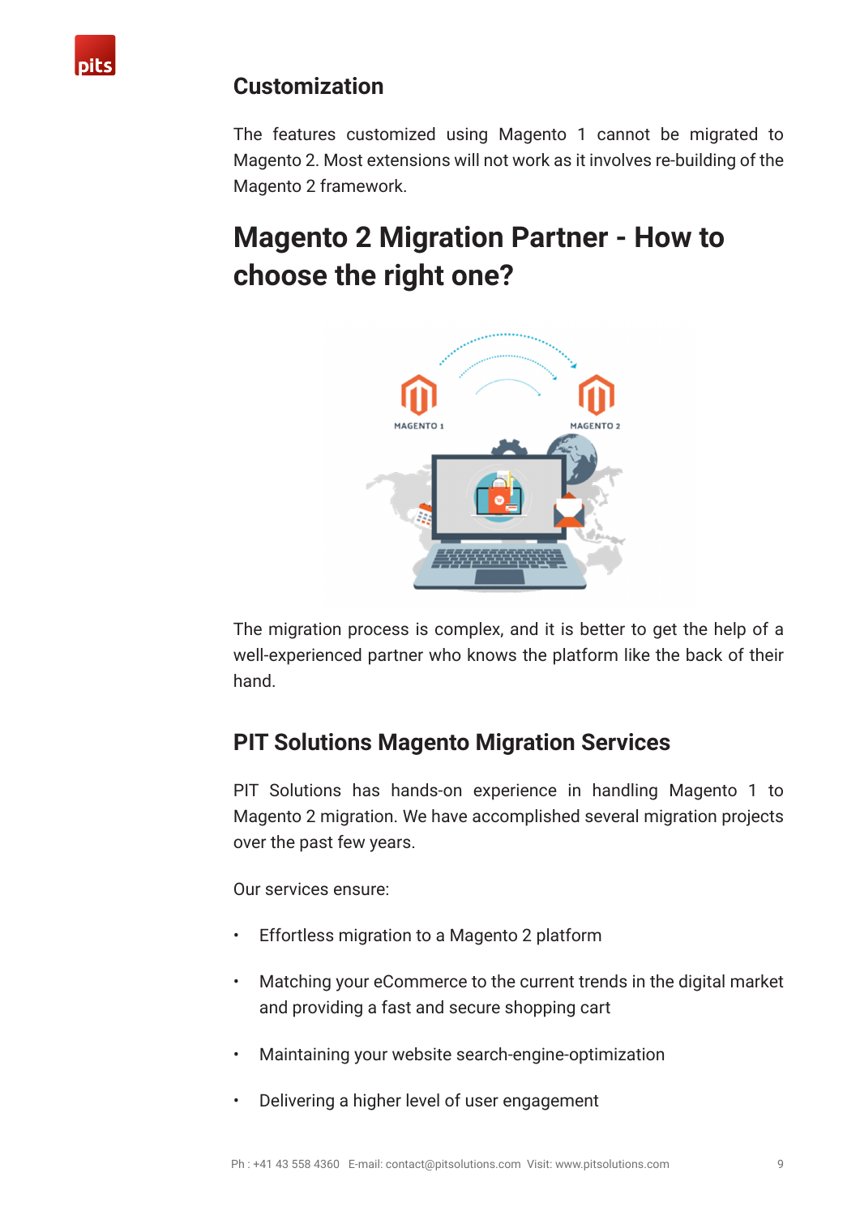## Customization

The features customized using Magento 1 cannot be migrated to Magento 2. Most extensions will not work as it involves re-building of the Magento 2 framework.

# Magento 2 Migration Partner - How to choose the right one?

The migration process is complex, and it is better to get the help of a well-experienced partner who knows the platform like the back of their hand.

## PIT Solutions Magento Migration Services

PIT Solutions has hands-on experience in handling Magento 1 to Magento 2 migration. We have accomplished several migration projects over the past few years.

Our services ensure:

- Effortless migration to a Magento 2 platform
- Matching your eCommerce to the current trends in the digital market and providing a fast and secure shopping cart
- Maintaining your website search-engine-optimization
- Delivering a higher level of user engagement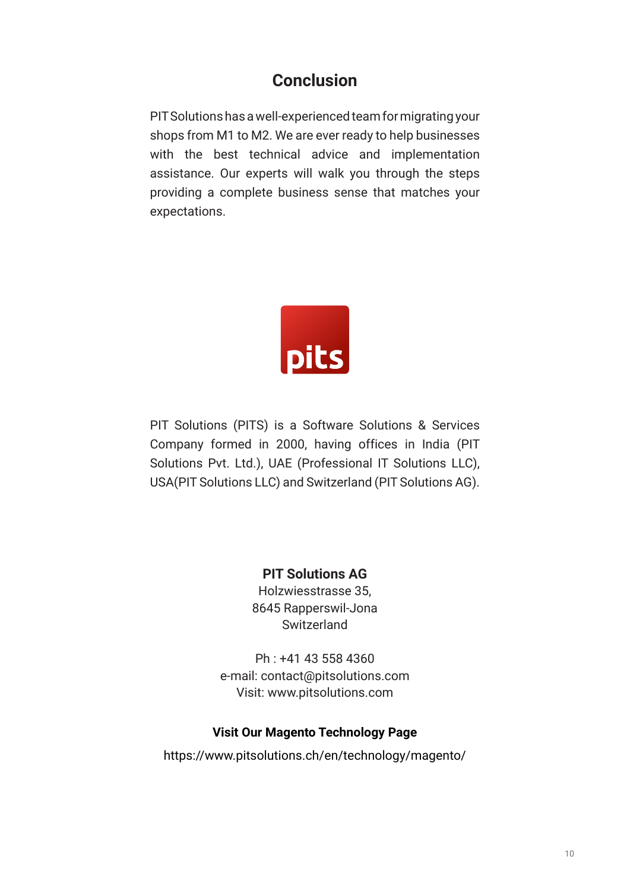## Conclusion

PIT Solutions has a well-experienced team for migrating your shops from M1 to M2. We are ever ready to help businesses with the best technical advice and implementation assistance. Our experts will walk you through the steps providing a complete business sense that matches your expectations.

pits

PIT Solutions (PITS) is a Software Solutions & Services Company formed in 2000, having offices in India (PIT Solutions Pvt. Ltd.), UAE (Professional IT Solutions LLC), USA(PIT Solutions LLC) and Switzerland (PIT Solutions AG).

**PIT Solutions AG**
Holzwiesstrasse 35,
8645 Rapperswil-Jona
Switzerland

Ph : +41 43 558 4360
e-mail: contact@pitsolutions.com
Visit: www.pitsolutions.com

**Visit Our Magento Technology Page**

https://www.pitsolutions.ch/en/technology/magento/